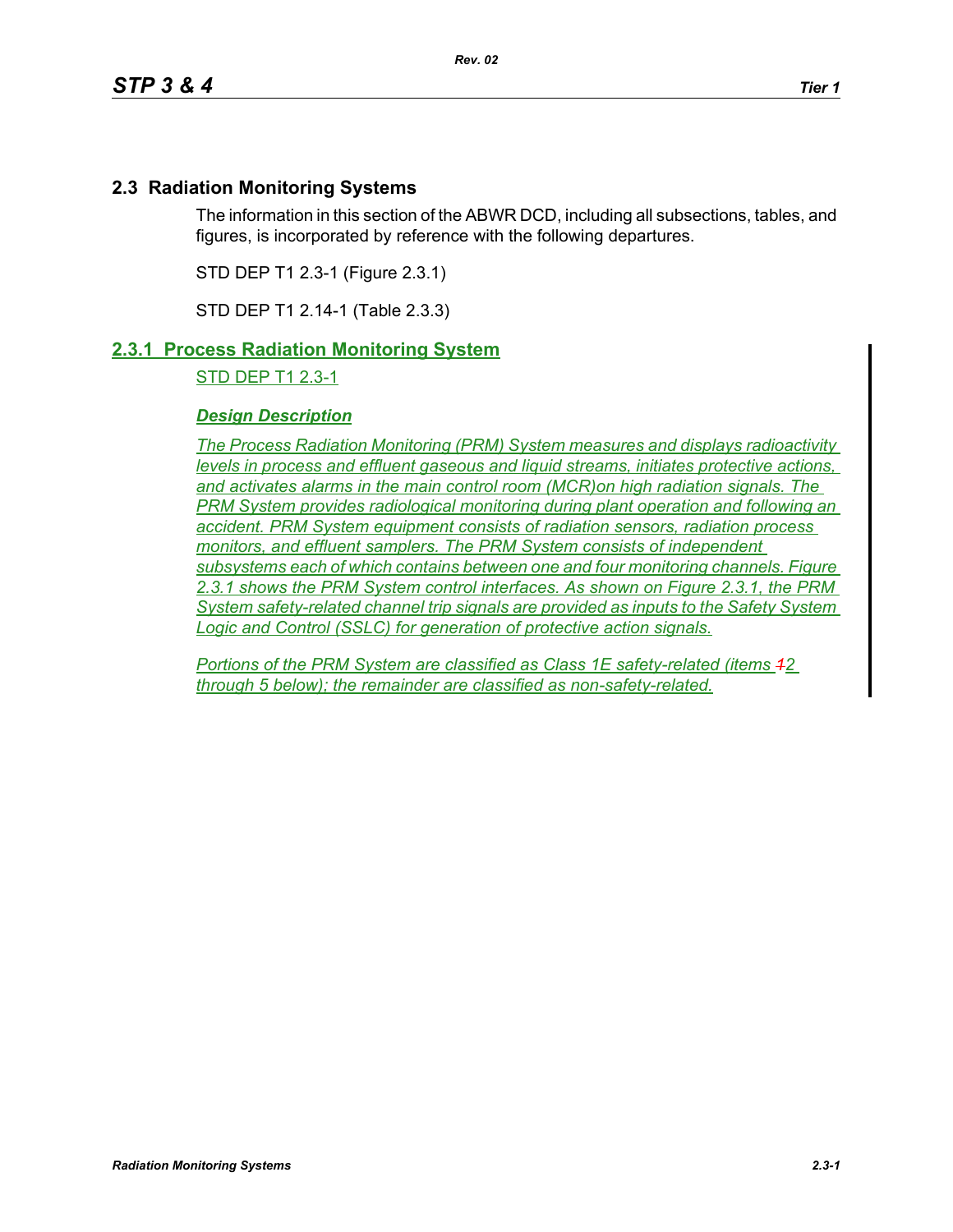## 2.3 Radiation Monitoring Systems

The information in this section of the ABWR DCD, including all subsections, tables, and figures, is incorporated by reference with the following departures.

STD DEP T1 2.3-1 (Figure 2.3.1)

STD DEP T1 2.14-1 (Table 2.3.3)

### 2.3.1 Process Radiation Monitoring System

STD DEP T1 2.3-1

***Design Description***

*The Process Radiation Monitoring (PRM) System measures and displays radioactivity levels in process and effluent gaseous and liquid streams, initiates protective actions, and activates alarms in the main control room (MCR)on high radiation signals. The PRM System provides radiological monitoring during plant operation and following an accident. PRM System equipment consists of radiation sensors, radiation process monitors, and effluent samplers. The PRM System consists of independent subsystems each of which contains between one and four monitoring channels. Figure 2.3.1 shows the PRM System control interfaces. As shown on Figure 2.3.1, the PRM System safety-related channel trip signals are provided as inputs to the Safety System Logic and Control (SSLC) for generation of protective action signals.*

*Portions of the PRM System are classified as Class 1E safety-related (items ~~1~~2 through 5 below); the remainder are classified as non-safety-related.*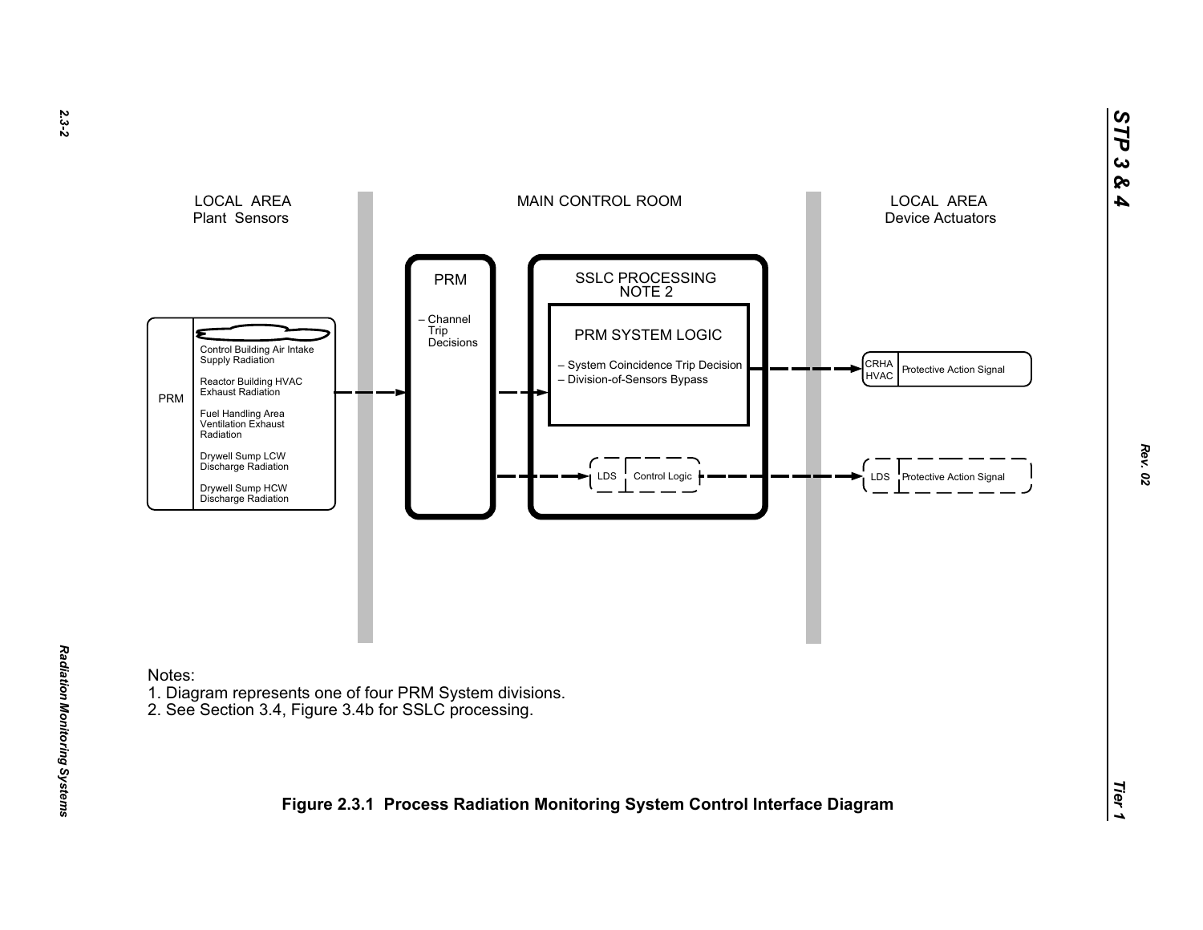LOCAL AREA
Plant Sensors

MAIN CONTROL ROOM

LOCAL AREA
Device Actuators

PRM

- Control Building Air Intake Supply Radiation
- Reactor Building HVAC Exhaust Radiation
- Fuel Handling Area Ventilation Exhaust Radiation
- Drywell Sump LCW Discharge Radiation
- Drywell Sump HCW Discharge Radiation

PRM

– Channel Trip Decisions

SSLC PROCESSING
NOTE 2

PRM SYSTEM LOGIC

– System Coincidence Trip Decision
– Division-of-Sensors Bypass

LDS | Control Logic

CRHA HVAC | Protective Action Signal

LDS | Protective Action Signal

Notes:
1. Diagram represents one of four PRM System divisions.
2. See Section 3.4, Figure 3.4b for SSLC processing.

**Figure 2.3.1 Process Radiation Monitoring System Control Interface Diagram**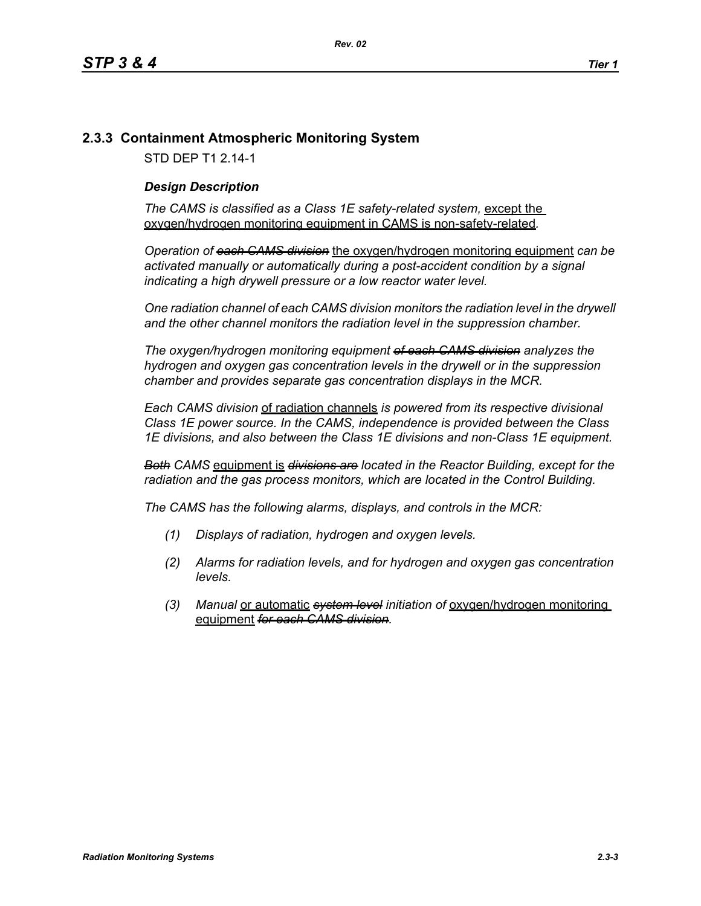## 2.3.3 Containment Atmospheric Monitoring System

STD DEP T1 2.14-1

***Design Description***

*The CAMS is classified as a Class 1E safety-related system,* <u>except the oxygen/hydrogen monitoring equipment in CAMS is non-safety-related</u>*.*

*Operation of* ~~*each CAMS division*~~ <u>the oxygen/hydrogen monitoring equipment</u> *can be activated manually or automatically during a post-accident condition by a signal indicating a high drywell pressure or a low reactor water level.*

*One radiation channel of each CAMS division monitors the radiation level in the drywell and the other channel monitors the radiation level in the suppression chamber.*

*The oxygen/hydrogen monitoring equipment* ~~*of each CAMS division*~~ *analyzes the hydrogen and oxygen gas concentration levels in the drywell or in the suppression chamber and provides separate gas concentration displays in the MCR.*

*Each CAMS division* <u>of radiation channels</u> *is powered from its respective divisional Class 1E power source. In the CAMS, independence is provided between the Class 1E divisions, and also between the Class 1E divisions and non-Class 1E equipment.*

~~*Both*~~ *CAMS* <u>equipment is</u> ~~*divisions are*~~ *located in the Reactor Building, except for the radiation and the gas process monitors, which are located in the Control Building.*

*The CAMS has the following alarms, displays, and controls in the MCR:*

*(1) Displays of radiation, hydrogen and oxygen levels.*

*(2) Alarms for radiation levels, and for hydrogen and oxygen gas concentration levels.*

*(3) Manual* <u>or automatic</u> ~~*system level*~~ *initiation of* <u>oxygen/hydrogen monitoring equipment</u> ~~*for each CAMS division*~~*.*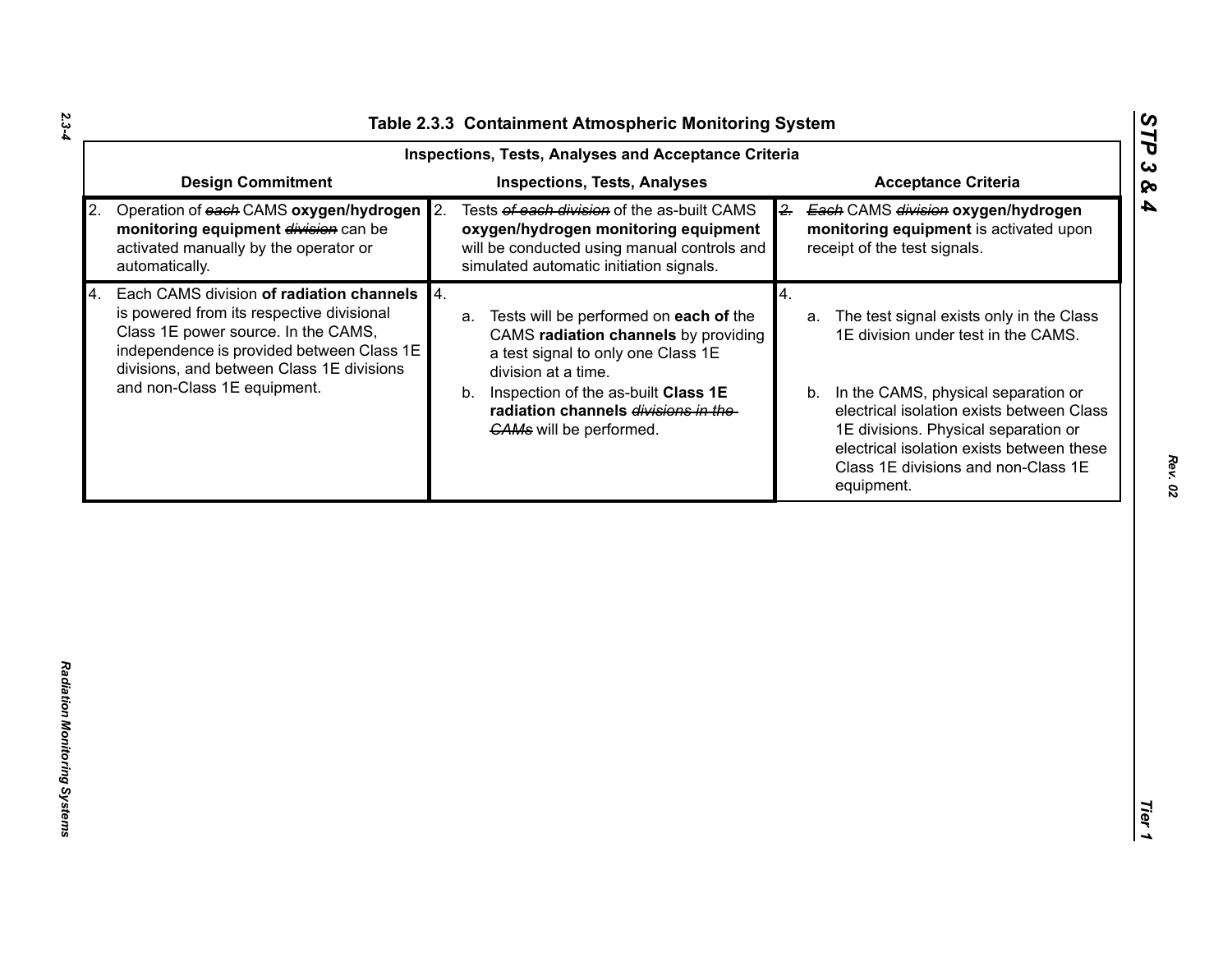# Table 2.3.3 Containment Atmospheric Monitoring System

| Inspections, Tests, Analyses and Acceptance Criteria | | |
|---|---|---|
| **Design Commitment** | **Inspections, Tests, Analyses** | **Acceptance Criteria** |
| 2. Operation of ~~each~~ CAMS **oxygen/hydrogen monitoring equipment** ~~division~~ can be activated manually by the operator or automatically. | 2. Tests ~~of each division~~ of the as-built CAMS **oxygen/hydrogen monitoring equipment** will be conducted using manual controls and simulated automatic initiation signals. | ~~2.~~ ~~Each~~ CAMS ~~division~~ **oxygen/hydrogen monitoring equipment** is activated upon receipt of the test signals. |
| 4. Each CAMS division **of radiation channels** is powered from its respective divisional Class 1E power source. In the CAMS, independence is provided between Class 1E divisions, and between Class 1E divisions and non-Class 1E equipment. | 4. a. Tests will be performed on **each of** the CAMS **radiation channels** by providing a test signal to only one Class 1E division at a time. b. Inspection of the as-built **Class 1E radiation channels** ~~divisions in the CAMs~~ will be performed. | 4. a. The test signal exists only in the Class 1E division under test in the CAMS. b. In the CAMS, physical separation or electrical isolation exists between Class 1E divisions. Physical separation or electrical isolation exists between these Class 1E divisions and non-Class 1E equipment. |